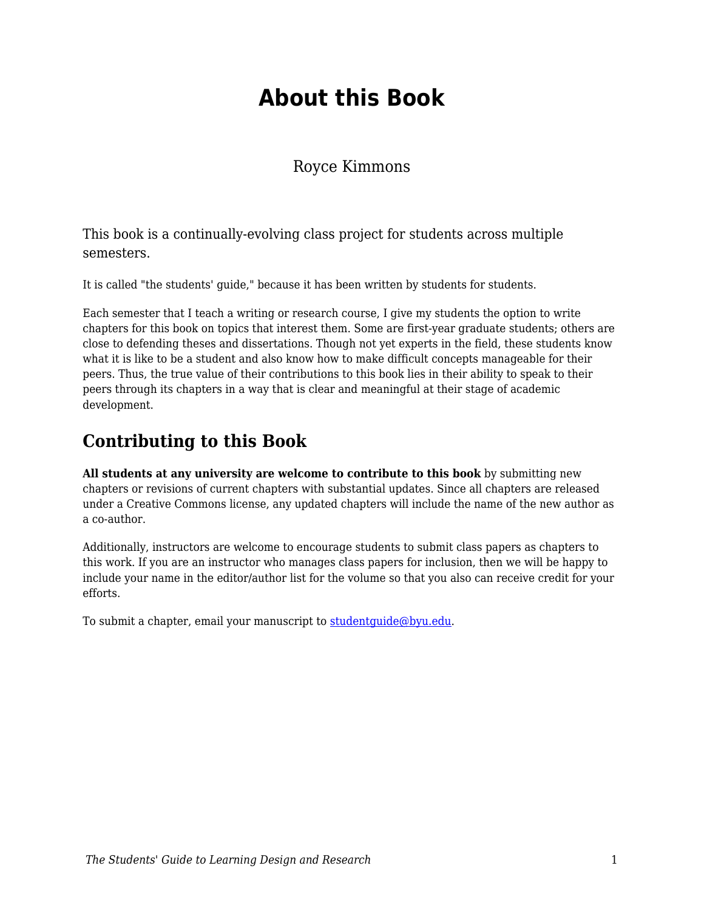# About this Book

Royce Kimmons

This book is a continually-evolving class project for students across multiple semesters.

It is called "the students' guide," because it has been written by students for students.

Each semester that I teach a writing or research course, I give my students the option to write chapters for this book on topics that interest them. Some are first-year graduate students; others are close to defending theses and dissertations. Though not yet experts in the field, these students know what it is like to be a student and also know how to make difficult concepts manageable for their peers. Thus, the true value of their contributions to this book lies in their ability to speak to their peers through its chapters in a way that is clear and meaningful at their stage of academic development.

## Contributing to this Book

**All students at any university are welcome to contribute to this book** by submitting new chapters or revisions of current chapters with substantial updates. Since all chapters are released under a Creative Commons license, any updated chapters will include the name of the new author as a co-author.

Additionally, instructors are welcome to encourage students to submit class papers as chapters to this work. If you are an instructor who manages class papers for inclusion, then we will be happy to include your name in the editor/author list for the volume so that you also can receive credit for your efforts.

To submit a chapter, email your manuscript to [studentguide@byu.edu](mailto:studentguide@byu.edu).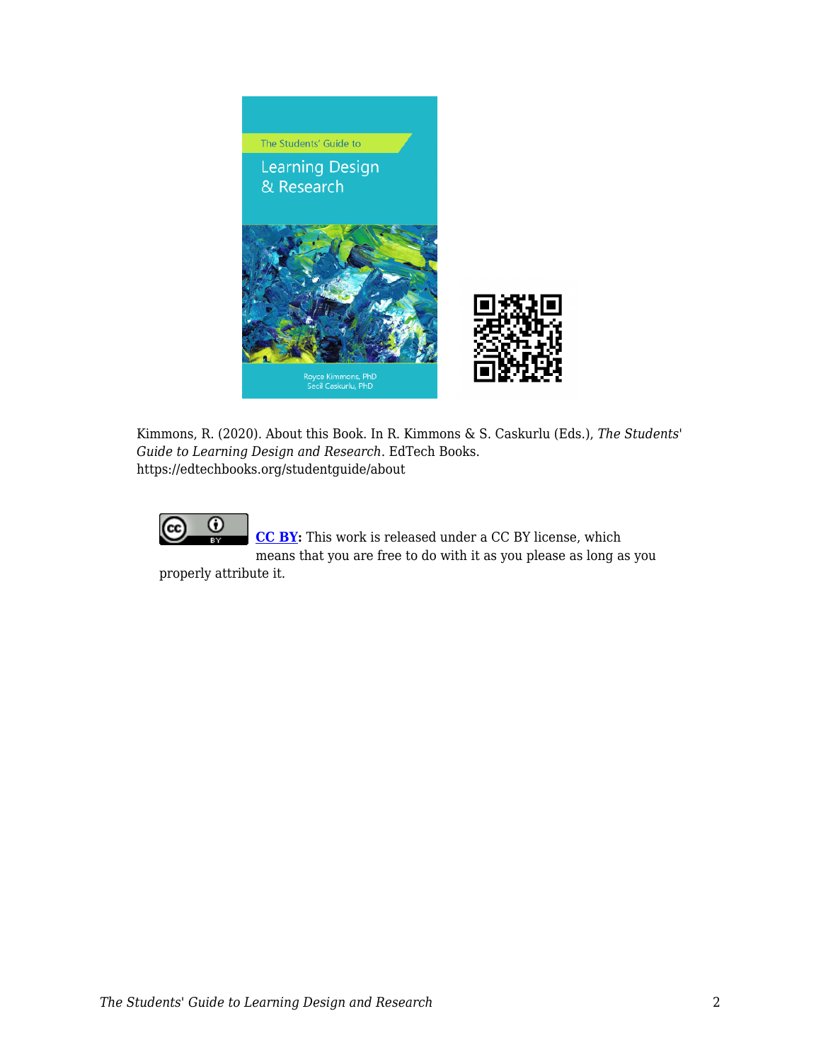Kimmons, R. (2020). About this Book. In R. Kimmons & S. Caskurlu (Eds.), *The Students' Guide to Learning Design and Research*. EdTech Books. https://edtechbooks.org/studentguide/about

**CC BY:** This work is released under a CC BY license, which means that you are free to do with it as you please as long as you properly attribute it.